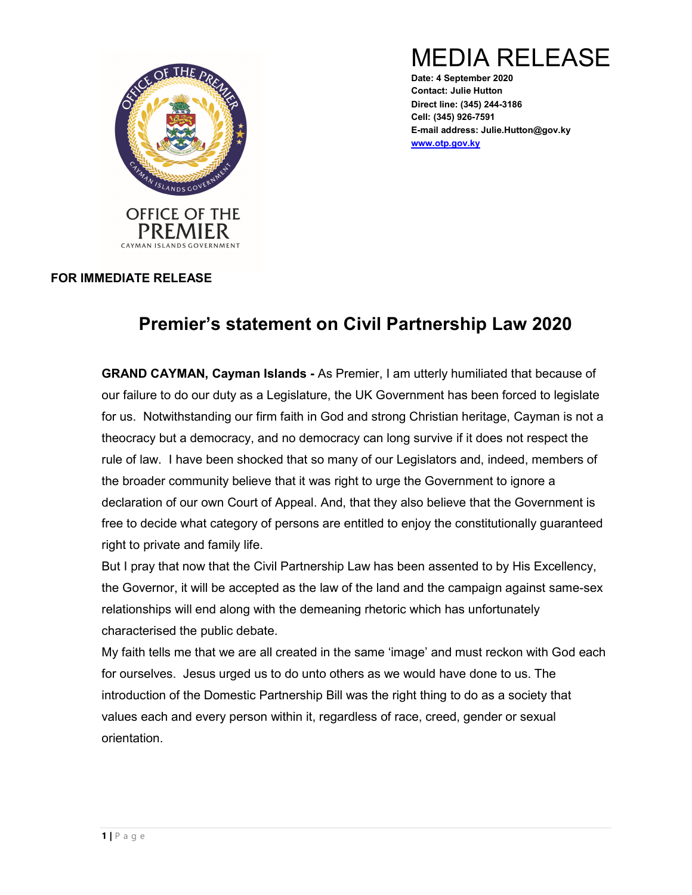OFFICE OF THE PREMIER
CAYMAN ISLANDS GOVERNMENT

# MEDIA RELEASE

**Date: 4 September 2020**
**Contact: Julie Hutton**
**Direct line: (345) 244-3186**
**Cell: (345) 926-7591**
**E-mail address: Julie.Hutton@gov.ky**
**www.otp.gov.ky**

**FOR IMMEDIATE RELEASE**

## Premier's statement on Civil Partnership Law 2020

**GRAND CAYMAN, Cayman Islands -** As Premier, I am utterly humiliated that because of our failure to do our duty as a Legislature, the UK Government has been forced to legislate for us. Notwithstanding our firm faith in God and strong Christian heritage, Cayman is not a theocracy but a democracy, and no democracy can long survive if it does not respect the rule of law. I have been shocked that so many of our Legislators and, indeed, members of the broader community believe that it was right to urge the Government to ignore a declaration of our own Court of Appeal. And, that they also believe that the Government is free to decide what category of persons are entitled to enjoy the constitutionally guaranteed right to private and family life.

But I pray that now that the Civil Partnership Law has been assented to by His Excellency, the Governor, it will be accepted as the law of the land and the campaign against same-sex relationships will end along with the demeaning rhetoric which has unfortunately characterised the public debate.

My faith tells me that we are all created in the same 'image' and must reckon with God each for ourselves. Jesus urged us to do unto others as we would have done to us. The introduction of the Domestic Partnership Bill was the right thing to do as a society that values each and every person within it, regardless of race, creed, gender or sexual orientation.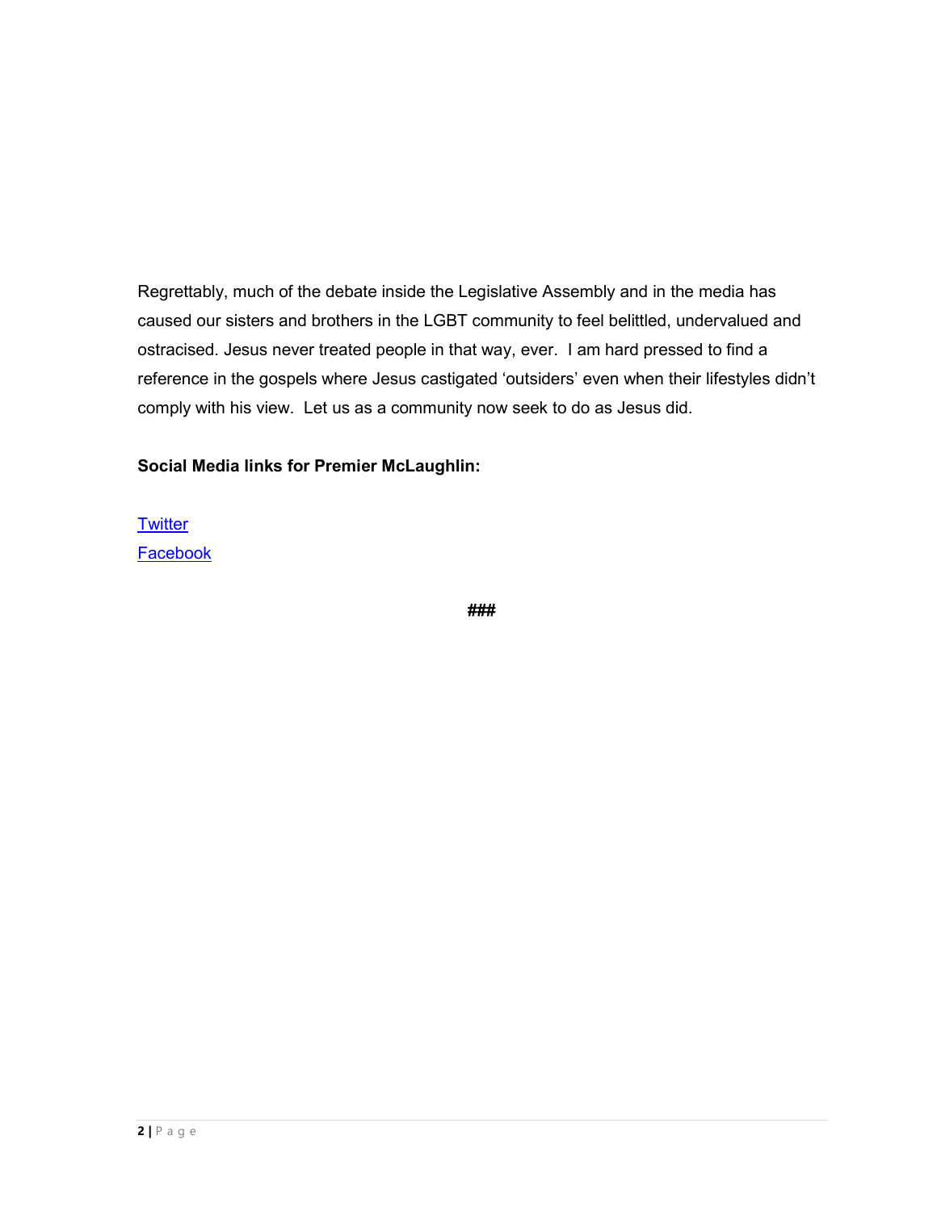Regrettably, much of the debate inside the Legislative Assembly and in the media has caused our sisters and brothers in the LGBT community to feel belittled, undervalued and ostracised. Jesus never treated people in that way, ever. I am hard pressed to find a reference in the gospels where Jesus castigated 'outsiders' even when their lifestyles didn't comply with his view. Let us as a community now seek to do as Jesus did.

**Social Media links for Premier McLaughlin:**

Twitter
Facebook

**###**